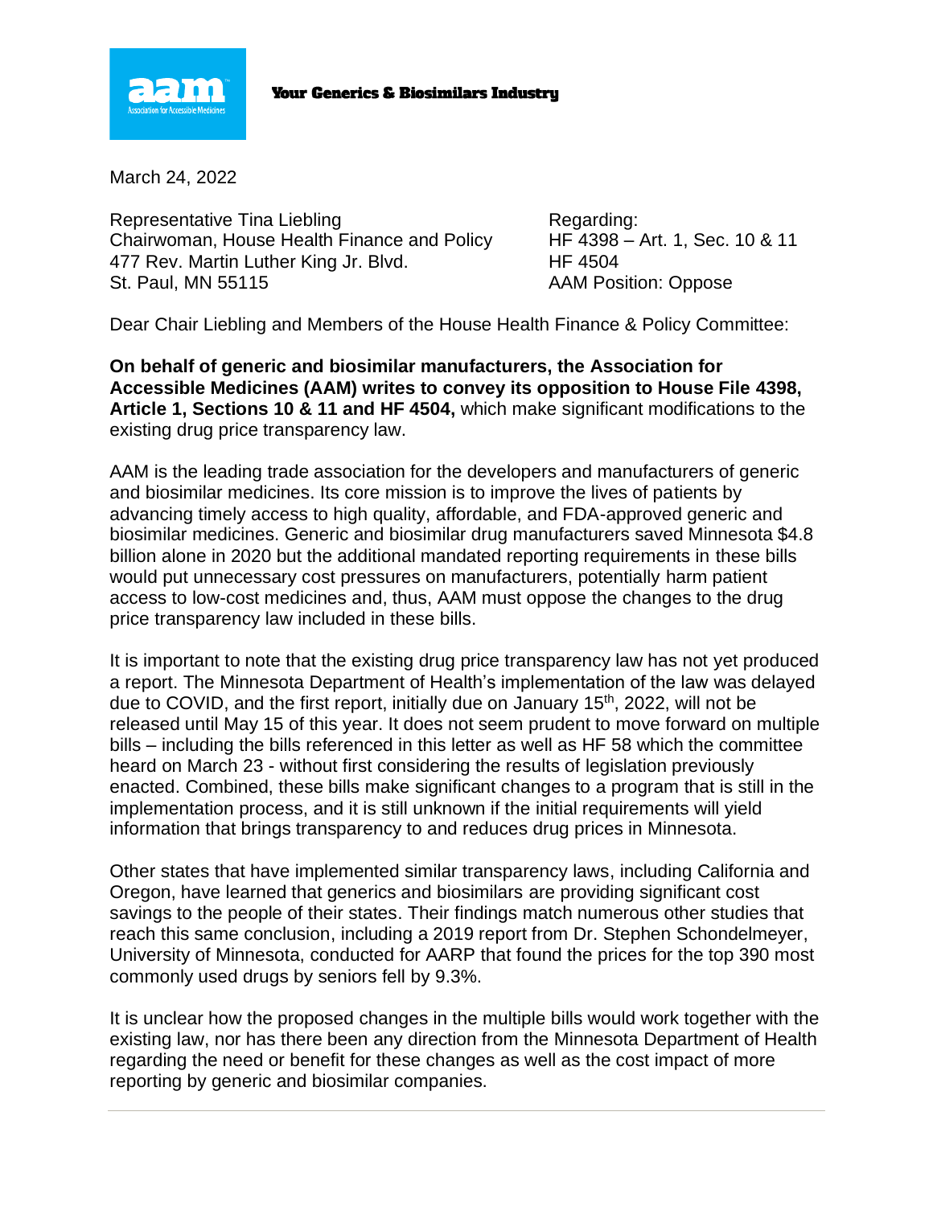Your Generics & Biosimilars Industry

March 24, 2022

Representative Tina Liebling
Chairwoman, House Health Finance and Policy
477 Rev. Martin Luther King Jr. Blvd.
St. Paul, MN 55115

Regarding:
HF 4398 – Art. 1, Sec. 10 & 11
HF 4504
AAM Position: Oppose

Dear Chair Liebling and Members of the House Health Finance & Policy Committee:

**On behalf of generic and biosimilar manufacturers, the Association for Accessible Medicines (AAM) writes to convey its opposition to House File 4398, Article 1, Sections 10 & 11 and HF 4504,** which make significant modifications to the existing drug price transparency law.

AAM is the leading trade association for the developers and manufacturers of generic and biosimilar medicines. Its core mission is to improve the lives of patients by advancing timely access to high quality, affordable, and FDA-approved generic and biosimilar medicines. Generic and biosimilar drug manufacturers saved Minnesota $4.8 billion alone in 2020 but the additional mandated reporting requirements in these bills would put unnecessary cost pressures on manufacturers, potentially harm patient access to low-cost medicines and, thus, AAM must oppose the changes to the drug price transparency law included in these bills.

It is important to note that the existing drug price transparency law has not yet produced a report. The Minnesota Department of Health's implementation of the law was delayed due to COVID, and the first report, initially due on January 15th, 2022, will not be released until May 15 of this year. It does not seem prudent to move forward on multiple bills – including the bills referenced in this letter as well as HF 58 which the committee heard on March 23 - without first considering the results of legislation previously enacted. Combined, these bills make significant changes to a program that is still in the implementation process, and it is still unknown if the initial requirements will yield information that brings transparency to and reduces drug prices in Minnesota.

Other states that have implemented similar transparency laws, including California and Oregon, have learned that generics and biosimilars are providing significant cost savings to the people of their states. Their findings match numerous other studies that reach this same conclusion, including a 2019 report from Dr. Stephen Schondelmeyer, University of Minnesota, conducted for AARP that found the prices for the top 390 most commonly used drugs by seniors fell by 9.3%.

It is unclear how the proposed changes in the multiple bills would work together with the existing law, nor has there been any direction from the Minnesota Department of Health regarding the need or benefit for these changes as well as the cost impact of more reporting by generic and biosimilar companies.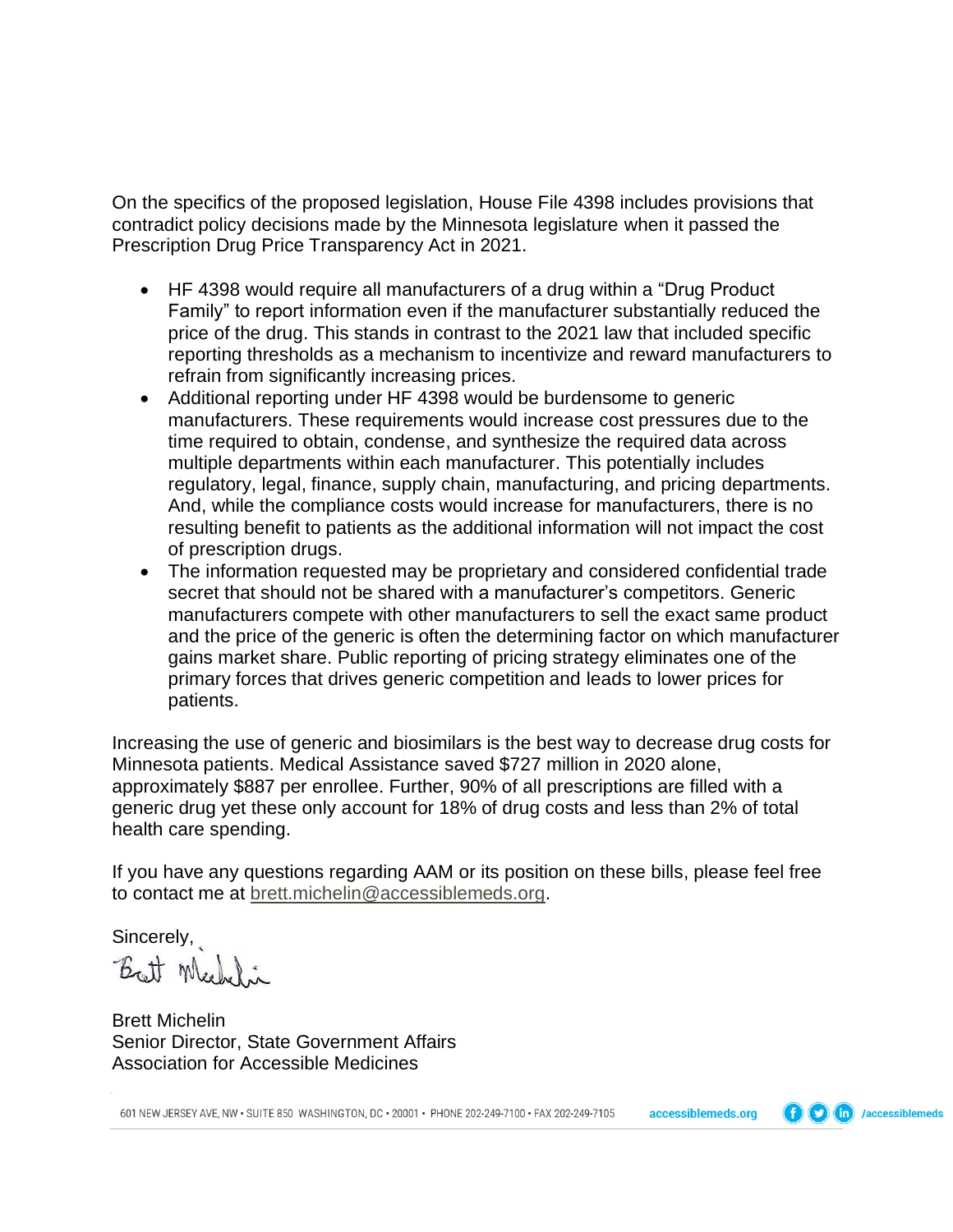On the specifics of the proposed legislation, House File 4398 includes provisions that contradict policy decisions made by the Minnesota legislature when it passed the Prescription Drug Price Transparency Act in 2021.

- HF 4398 would require all manufacturers of a drug within a "Drug Product Family" to report information even if the manufacturer substantially reduced the price of the drug. This stands in contrast to the 2021 law that included specific reporting thresholds as a mechanism to incentivize and reward manufacturers to refrain from significantly increasing prices.
- Additional reporting under HF 4398 would be burdensome to generic manufacturers. These requirements would increase cost pressures due to the time required to obtain, condense, and synthesize the required data across multiple departments within each manufacturer. This potentially includes regulatory, legal, finance, supply chain, manufacturing, and pricing departments. And, while the compliance costs would increase for manufacturers, there is no resulting benefit to patients as the additional information will not impact the cost of prescription drugs.
- The information requested may be proprietary and considered confidential trade secret that should not be shared with a manufacturer's competitors. Generic manufacturers compete with other manufacturers to sell the exact same product and the price of the generic is often the determining factor on which manufacturer gains market share. Public reporting of pricing strategy eliminates one of the primary forces that drives generic competition and leads to lower prices for patients.

Increasing the use of generic and biosimilars is the best way to decrease drug costs for Minnesota patients. Medical Assistance saved $727 million in 2020 alone, approximately $887 per enrollee. Further, 90% of all prescriptions are filled with a generic drug yet these only account for 18% of drug costs and less than 2% of total health care spending.

If you have any questions regarding AAM or its position on these bills, please feel free to contact me at brett.michelin@accessiblemeds.org.

Sincerely,

Brett Michelin
Senior Director, State Government Affairs
Association for Accessible Medicines

601 NEW JERSEY AVE, NW • SUITE 850 WASHINGTON, DC • 20001 • PHONE 202-249-7100 • FAX 202-249-7105 accessiblemeds.org /accessiblemeds